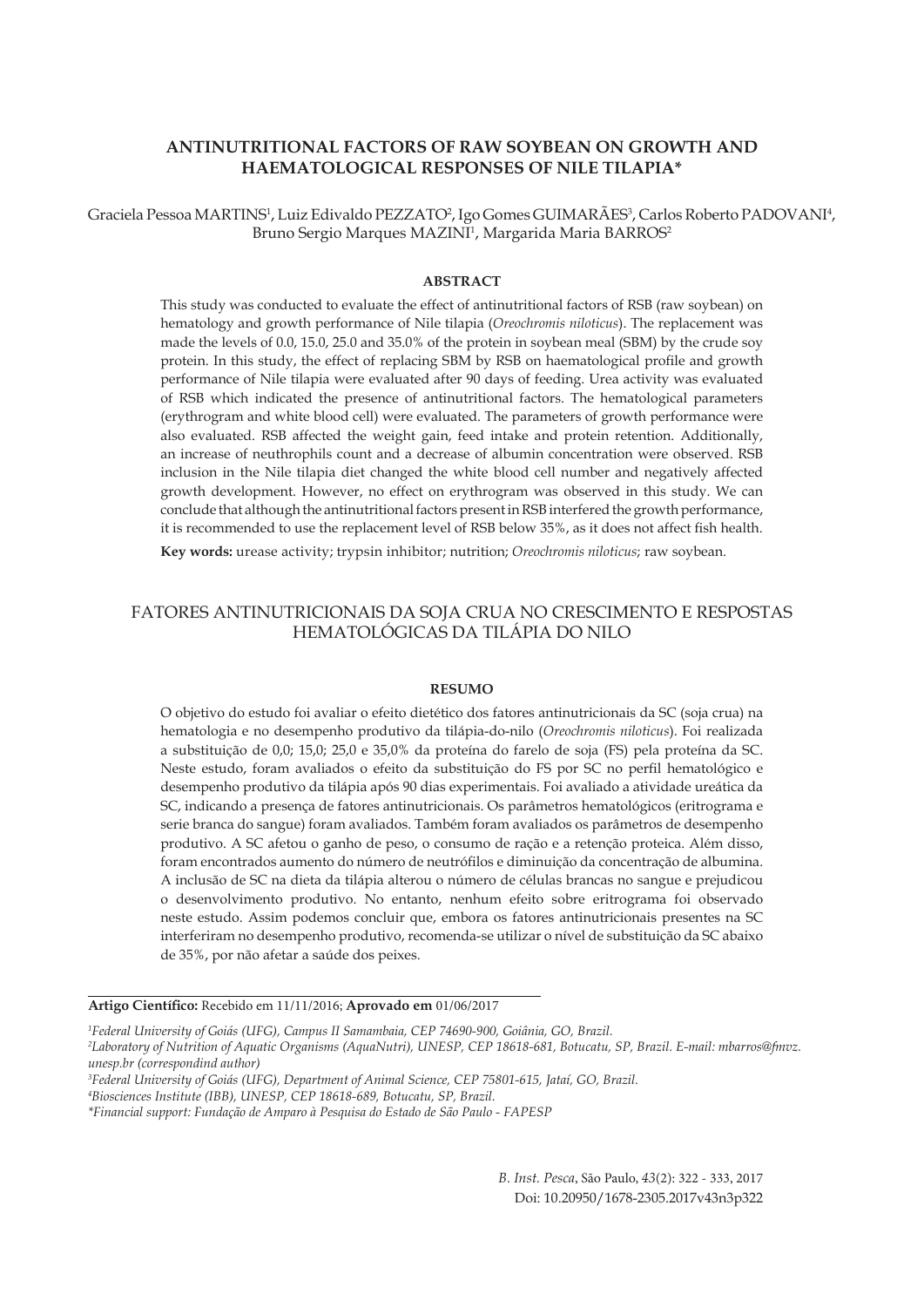# ANTINUTRITIONAL FACTORS OF RAW SOYBEAN ON GROWTH AND HAEMATOLOGICAL RESPONSES OF NILE TILAPIA*

Graciela Pessoa MARTINS[1], Luiz Edivaldo PEZZATO[2], Igo Gomes GUIMARÃES[3], Carlos Roberto PADOVANI[4], Bruno Sergio Marques MAZINI[1], Margarida Maria BARROS[2]

## ABSTRACT

This study was conducted to evaluate the effect of antinutritional factors of RSB (raw soybean) on hematology and growth performance of Nile tilapia (*Oreochromis niloticus*). The replacement was made the levels of 0.0, 15.0, 25.0 and 35.0% of the protein in soybean meal (SBM) by the crude soy protein. In this study, the effect of replacing SBM by RSB on haematological profile and growth performance of Nile tilapia were evaluated after 90 days of feeding. Urea activity was evaluated of RSB which indicated the presence of antinutritional factors. The hematological parameters (erythrogram and white blood cell) were evaluated. The parameters of growth performance were also evaluated. RSB affected the weight gain, feed intake and protein retention. Additionally, an increase of neuthrophils count and a decrease of albumin concentration were observed. RSB inclusion in the Nile tilapia diet changed the white blood cell number and negatively affected growth development. However, no effect on erythrogram was observed in this study. We can conclude that although the antinutritional factors present in RSB interfered the growth performance, it is recommended to use the replacement level of RSB below 35%, as it does not affect fish health.

**Key words:** urease activity; trypsin inhibitor; nutrition; *Oreochromis niloticus*; raw soybean.

# FATORES ANTINUTRICIONAIS DA SOJA CRUA NO CRESCIMENTO E RESPOSTAS HEMATOLÓGICAS DA TILÁPIA DO NILO

## RESUMO

O objetivo do estudo foi avaliar o efeito dietético dos fatores antinutricionais da SC (soja crua) na hematologia e no desempenho produtivo da tilápia-do-nilo (*Oreochromis niloticus*). Foi realizada a substituição de 0,0; 15,0; 25,0 e 35,0% da proteína do farelo de soja (FS) pela proteína da SC. Neste estudo, foram avaliados o efeito da substituição do FS por SC no perfil hematológico e desempenho produtivo da tilápia após 90 dias experimentais. Foi avaliado a atividade ureática da SC, indicando a presença de fatores antinutricionais. Os parâmetros hematológicos (eritrograma e serie branca do sangue) foram avaliados. Também foram avaliados os parâmetros de desempenho produtivo. A SC afetou o ganho de peso, o consumo de ração e a retenção proteica. Além disso, foram encontrados aumento do número de neutrófilos e diminuição da concentração de albumina. A inclusão de SC na dieta da tilápia alterou o número de células brancas no sangue e prejudicou o desenvolvimento produtivo. No entanto, nenhum efeito sobre eritrograma foi observado neste estudo. Assim podemos concluir que, embora os fatores antinutricionais presentes na SC interferiram no desempenho produtivo, recomenda-se utilizar o nível de substituição da SC abaixo de 35%, por não afetar a saúde dos peixes.

**Artigo Científico:** Recebido em 11/11/2016; **Aprovado em** 01/06/2017

[1]Federal University of Goiás (UFG), Campus II Samambaia, CEP 74690-900, Goiânia, GO, Brazil.
[2]Laboratory of Nutrition of Aquatic Organisms (AquaNutri), UNESP, CEP 18618-681, Botucatu, SP, Brazil. E-mail: mbarros@fmvz.unesp.br (correspondind author)
[3]Federal University of Goiás (UFG), Department of Animal Science, CEP 75801-615, Jataí, GO, Brazil.
[4]Biosciences Institute (IBB), UNESP, CEP 18618-689, Botucatu, SP, Brazil.
*Financial support: Fundação de Amparo à Pesquisa do Estado de São Paulo - FAPESP

Doi: 10.20950/1678-2305.2017v43n3p322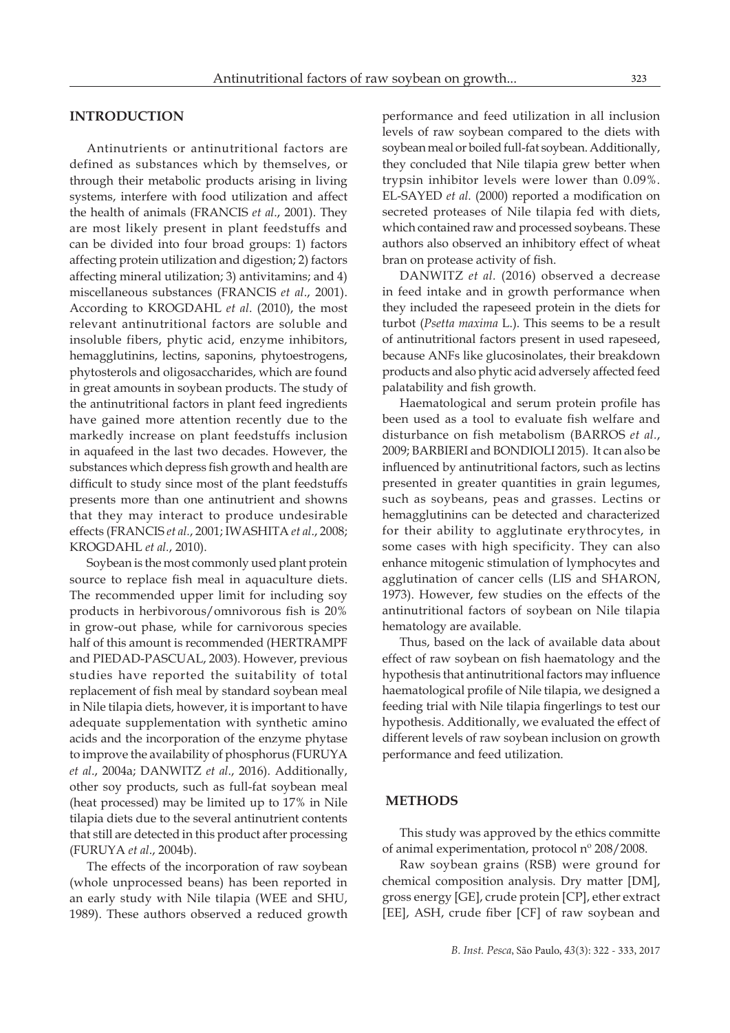## INTRODUCTION

Antinutrients or antinutritional factors are defined as substances which by themselves, or through their metabolic products arising in living systems, interfere with food utilization and affect the health of animals (FRANCIS *et al*., 2001). They are most likely present in plant feedstuffs and can be divided into four broad groups: 1) factors affecting protein utilization and digestion; 2) factors affecting mineral utilization; 3) antivitamins; and 4) miscellaneous substances (FRANCIS *et al*., 2001). According to KROGDAHL *et al*. (2010), the most relevant antinutritional factors are soluble and insoluble fibers, phytic acid, enzyme inhibitors, hemagglutinins, lectins, saponins, phytoestrogens, phytosterols and oligosaccharides, which are found in great amounts in soybean products. The study of the antinutritional factors in plant feed ingredients have gained more attention recently due to the markedly increase on plant feedstuffs inclusion in aquafeed in the last two decades. However, the substances which depress fish growth and health are difficult to study since most of the plant feedstuffs presents more than one antinutrient and showns that they may interact to produce undesirable effects (FRANCIS *et al*., 2001; IWASHITA *et al*., 2008; KROGDAHL *et al*., 2010).

Soybean is the most commonly used plant protein source to replace fish meal in aquaculture diets. The recommended upper limit for including soy products in herbivorous/omnivorous fish is 20% in grow-out phase, while for carnivorous species half of this amount is recommended (HERTRAMPF and PIEDAD-PASCUAL, 2003). However, previous studies have reported the suitability of total replacement of fish meal by standard soybean meal in Nile tilapia diets, however, it is important to have adequate supplementation with synthetic amino acids and the incorporation of the enzyme phytase to improve the availability of phosphorus (FURUYA *et al*., 2004a; DANWITZ *et al*., 2016). Additionally, other soy products, such as full-fat soybean meal (heat processed) may be limited up to 17% in Nile tilapia diets due to the several antinutrient contents that still are detected in this product after processing (FURUYA *et al*., 2004b).

The effects of the incorporation of raw soybean (whole unprocessed beans) has been reported in an early study with Nile tilapia (WEE and SHU, 1989). These authors observed a reduced growth performance and feed utilization in all inclusion levels of raw soybean compared to the diets with soybean meal or boiled full-fat soybean. Additionally, they concluded that Nile tilapia grew better when trypsin inhibitor levels were lower than 0.09%. EL-SAYED *et al.* (2000) reported a modification on secreted proteases of Nile tilapia fed with diets, which contained raw and processed soybeans. These authors also observed an inhibitory effect of wheat bran on protease activity of fish.

DANWITZ *et al*. (2016) observed a decrease in feed intake and in growth performance when they included the rapeseed protein in the diets for turbot (*Psetta maxima* L.). This seems to be a result of antinutritional factors present in used rapeseed, because ANFs like glucosinolates, their breakdown products and also phytic acid adversely affected feed palatability and fish growth.

Haematological and serum protein profile has been used as a tool to evaluate fish welfare and disturbance on fish metabolism (BARROS *et al*., 2009; BARBIERI and BONDIOLI 2015). It can also be influenced by antinutritional factors, such as lectins presented in greater quantities in grain legumes, such as soybeans, peas and grasses. Lectins or hemagglutinins can be detected and characterized for their ability to agglutinate erythrocytes, in some cases with high specificity. They can also enhance mitogenic stimulation of lymphocytes and agglutination of cancer cells (LIS and SHARON, 1973). However, few studies on the effects of the antinutritional factors of soybean on Nile tilapia hematology are available.

Thus, based on the lack of available data about effect of raw soybean on fish haematology and the hypothesis that antinutritional factors may influence haematological profile of Nile tilapia, we designed a feeding trial with Nile tilapia fingerlings to test our hypothesis. Additionally, we evaluated the effect of different levels of raw soybean inclusion on growth performance and feed utilization.

## METHODS

This study was approved by the ethics committe of animal experimentation, protocol nº 208/2008.

Raw soybean grains (RSB) were ground for chemical composition analysis. Dry matter [DM], gross energy [GE], crude protein [CP], ether extract [EE], ASH, crude fiber [CF] of raw soybean and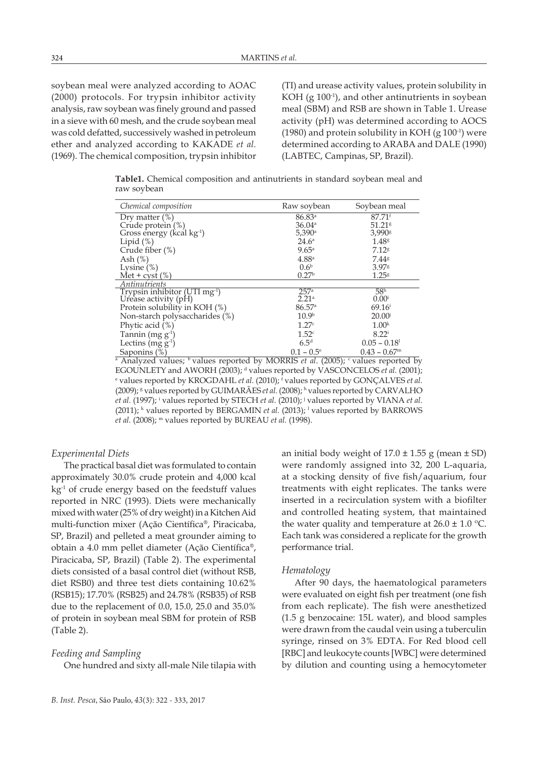soybean meal were analyzed according to AOAC (2000) protocols. For trypsin inhibitor activity analysis, raw soybean was finely ground and passed in a sieve with 60 mesh, and the crude soybean meal was cold defatted, successively washed in petroleum ether and analyzed according to KAKADE *et al.* (1969). The chemical composition, trypsin inhibitor (TI) and urease activity values, protein solubility in KOH (g $100^{-1}$), and other antinutrients in soybean meal (SBM) and RSB are shown in Table 1. Urease activity (pH) was determined according to AOCS (1980) and protein solubility in KOH (g $100^{-1}$) were determined according to ARABA and DALE (1990) (LABTEC, Campinas, SP, Brazil).

**Table1.** Chemical composition and antinutrients in standard soybean meal and raw soybean

| *Chemical composition* | Raw soybean | Soybean meal |
|---|---|---|
| Dry matter (%) | 86.83[a] | 87.71[f] |
| Crude protein (%) | 36.04[a] | 51.21[g] |
| Gross energy (kcal $kg^{-1}$) | 5,390[a] | 3,990[g] |
| Lipid (%) | 24.6[a] | 1.48[g] |
| Crude fiber (%) | 9.65[a] | 7.12[g] |
| Ash (%) | 4.88[a] | 7.44[g] |
| Lysine (%) | 0.6[b] | 3.97[g] |
| Met + cyst (%) | 0.27[b] | 1.25[g] |
| *Antinutrients* | | |
| Trypsin inhibitor (UTI $mg^{-1}$) | 257[a] | 58[h] |
| Urease activity (pH) | 2.21[a] | 0.00[i] |
| Protein solubility in KOH (%) | 86.57[a] | 69.16[i] |
| Non-starch polysaccharides (%) | 10.9[b] | 20.00[j] |
| Phytic acid (%) | 1.27[c] | 1.00[k] |
| Tannin (mg $g^{-1}$) | 1.52[c] | 8.22[i] |
| Lectins (mg $g^{-1}$) | 6.5[d] | 0.05 – 0.18[l] |
| Saponins (%) | 0.1 – 0.5[e] | 0.43 – 0.67[m] |

[a] Analyzed values; [b] values reported by MORRIS *et al.* (2005); [c] values reported by EGOUNLETY and AWORH (2003); [d] values reported by VASCONCELOS *et al.* (2001); [e] values reported by KROGDAHL *et al.* (2010); [f] values reported by GONÇALVES *et al.* (2009); [g] values reported by GUIMARÃES *et al.* (2008); [h] values reported by CARVALHO *et al.* (1997); [i] values reported by STECH *et al.* (2010); [j] values reported by VIANA *et al.* (2011); [k] values reported by BERGAMIN *et al.* (2013); [l] values reported by BARROWS *et al.* (2008); [m] values reported by BUREAU *et al.* (1998).

### *Experimental Diets*

The practical basal diet was formulated to contain approximately 30.0% crude protein and 4,000 kcal $kg^{-1}$ of crude energy based on the feedstuff values reported in NRC (1993). Diets were mechanically mixed with water (25% of dry weight) in a Kitchen Aid multi-function mixer (Ação Científica®, Piracicaba, SP, Brazil) and pelleted a meat grounder aiming to obtain a 4.0 mm pellet diameter (Ação Científica®, Piracicaba, SP, Brazil) (Table 2). The experimental diets consisted of a basal control diet (without RSB, diet RSB0) and three test diets containing 10.62% (RSB15); 17.70% (RSB25) and 24.78% (RSB35) of RSB due to the replacement of 0.0, 15.0, 25.0 and 35.0% of protein in soybean meal SBM for protein of RSB (Table 2).

### *Feeding and Sampling*

One hundred and sixty all-male Nile tilapia with an initial body weight of 17.0 ± 1.55 g (mean ± SD) were randomly assigned into 32, 200 L-aquaria, at a stocking density of five fish/aquarium, four treatments with eight replicates. The tanks were inserted in a recirculation system with a biofilter and controlled heating system, that maintained the water quality and temperature at 26.0 ± 1.0 °C. Each tank was considered a replicate for the growth performance trial.

### *Hematology*

After 90 days, the haematological parameters were evaluated on eight fish per treatment (one fish from each replicate). The fish were anesthetized (1.5 g benzocaine: 15L water), and blood samples were drawn from the caudal vein using a tuberculin syringe, rinsed on 3% EDTA. For Red blood cell [RBC] and leukocyte counts [WBC] were determined by dilution and counting using a hemocytometer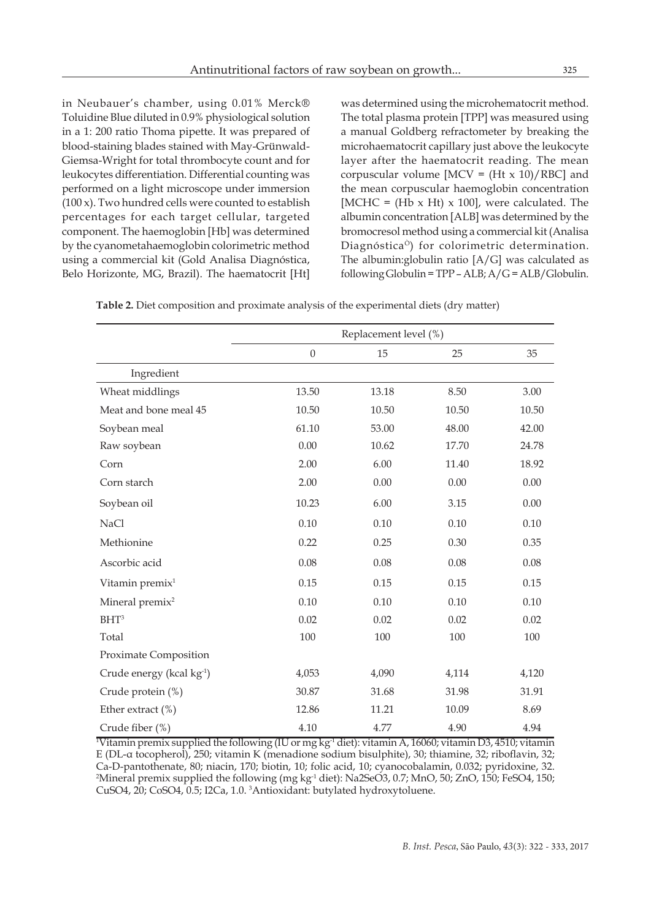in Neubauer's chamber, using 0.01% Merck® Toluidine Blue diluted in 0.9% physiological solution in a 1: 200 ratio Thoma pipette. It was prepared of blood-staining blades stained with May-Grünwald-Giemsa-Wright for total thrombocyte count and for leukocytes differentiation. Differential counting was performed on a light microscope under immersion (100 x). Two hundred cells were counted to establish percentages for each target cellular, targeted component. The haemoglobin [Hb] was determined by the cyanometahaemoglobin colorimetric method using a commercial kit (Gold Analisa Diagnóstica, Belo Horizonte, MG, Brazil). The haematocrit [Ht] was determined using the microhematocrit method. The total plasma protein [TPP] was measured using a manual Goldberg refractometer by breaking the microhaematocrit capillary just above the leukocyte layer after the haematocrit reading. The mean corpuscular volume [MCV = (Ht x 10)/RBC] and the mean corpuscular haemoglobin concentration [MCHC = (Hb x Ht) x 100], were calculated. The albumin concentration [ALB] was determined by the bromocresol method using a commercial kit (Analisa Diagnóstica©) for colorimetric determination. The albumin:globulin ratio [A/G] was calculated as following Globulin = TPP – ALB; A/G = ALB/Globulin.

**Table 2.** Diet composition and proximate analysis of the experimental diets (dry matter)

| | Replacement level (%) | | | |
|---|---|---|---|---|
| | 0 | 15 | 25 | 35 |
| Ingredient | | | | |
| Wheat middlings | 13.50 | 13.18 | 8.50 | 3.00 |
| Meat and bone meal 45 | 10.50 | 10.50 | 10.50 | 10.50 |
| Soybean meal | 61.10 | 53.00 | 48.00 | 42.00 |
| Raw soybean | 0.00 | 10.62 | 17.70 | 24.78 |
| Corn | 2.00 | 6.00 | 11.40 | 18.92 |
| Corn starch | 2.00 | 0.00 | 0.00 | 0.00 |
| Soybean oil | 10.23 | 6.00 | 3.15 | 0.00 |
| NaCl | 0.10 | 0.10 | 0.10 | 0.10 |
| Methionine | 0.22 | 0.25 | 0.30 | 0.35 |
| Ascorbic acid | 0.08 | 0.08 | 0.08 | 0.08 |
| Vitamin premix[1] | 0.15 | 0.15 | 0.15 | 0.15 |
| Mineral premix[2] | 0.10 | 0.10 | 0.10 | 0.10 |
| BHT[3] | 0.02 | 0.02 | 0.02 | 0.02 |
| Total | 100 | 100 | 100 | 100 |
| Proximate Composition | | | | |
| Crude energy (kcal $kg^{-1}$) | 4,053 | 4,090 | 4,114 | 4,120 |
| Crude protein (%) | 30.87 | 31.68 | 31.98 | 31.91 |
| Ether extract (%) | 12.86 | 11.21 | 10.09 | 8.69 |
| Crude fiber (%) | 4.10 | 4.77 | 4.90 | 4.94 |

[1]Vitamin premix supplied the following (IU or mg $kg^{-1}$ diet): vitamin A, 16060; vitamin D3, 4510; vitamin E (DL-α tocopherol), 250; vitamin K (menadione sodium bisulphite), 30; thiamine, 32; riboflavin, 32; Ca-D-pantothenate, 80; niacin, 170; biotin, 10; folic acid, 10; cyanocobalamin, 0.032; pyridoxine, 32. [2]Mineral premix supplied the following (mg $kg^{-1}$ diet): $Na_2SeO_3$, 0.7; MnO, 50; ZnO, 150; $FeSO_4$, 150; $CuSO_4$, 20; $CoSO_4$, 0.5; $I_2Ca$, 1.0. [3]Antioxidant: butylated hydroxytoluene.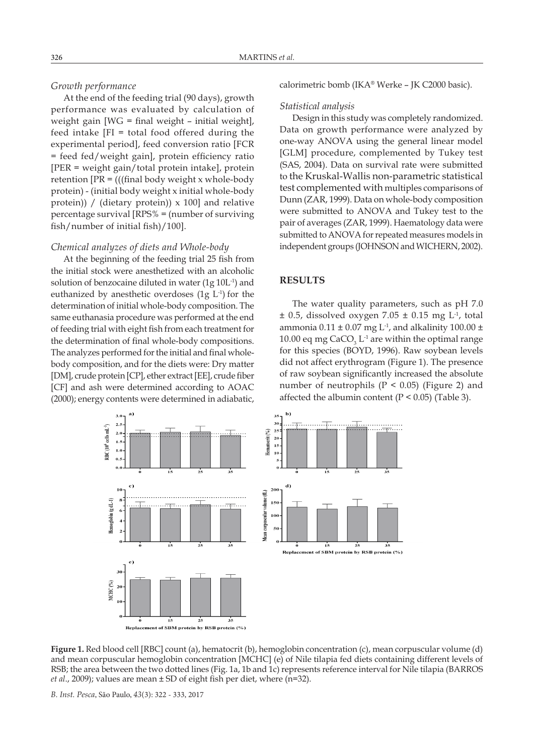### *Growth performance*

At the end of the feeding trial (90 days), growth performance was evaluated by calculation of weight gain [WG = final weight – initial weight], feed intake [FI = total food offered during the experimental period], feed conversion ratio [FCR = feed fed/weight gain], protein efficiency ratio [PER = weight gain/total protein intake], protein retention [PR = (((final body weight x whole-body protein) - (initial body weight x initial whole-body protein)) / (dietary protein)) x 100] and relative percentage survival [RPS% = (number of surviving fish/number of initial fish)/100].

### *Chemical analyzes of diets and Whole-body*

At the beginning of the feeding trial 25 fish from the initial stock were anesthetized with an alcoholic solution of benzocaine diluted in water (1g $10L^{-1}$) and euthanized by anesthetic overdoses (1g $L^{-1}$) for the determination of initial whole-body composition. The same euthanasia procedure was performed at the end of feeding trial with eight fish from each treatment for the determination of final whole-body compositions. The analyzes performed for the initial and final whole-body composition, and for the diets were: Dry matter [DM], crude protein [CP], ether extract [EE], crude fiber [CF] and ash were determined according to AOAC (2000); energy contents were determined in adiabatic, calorimetric bomb (IKA® Werke – JK C2000 basic).

### *Statistical analysis*

Design in this study was completely randomized. Data on growth performance were analyzed by one-way ANOVA using the general linear model [GLM] procedure, complemented by Tukey test (SAS, 2004). Data on survival rate were submitted to the Kruskal-Wallis non-parametric statistical test complemented with multiples comparisons of Dunn (ZAR, 1999). Data on whole-body composition were submitted to ANOVA and Tukey test to the pair of averages (ZAR, 1999). Haematology data were submitted to ANOVA for repeated measures models in independent groups (JOHNSON and WICHERN, 2002).

## **RESULTS**

The water quality parameters, such as pH 7.0 ± 0.5, dissolved oxygen 7.05 ± 0.15 mg $L^{-1}$, total ammonia 0.11 ± 0.07 mg $L^{-1}$, and alkalinity 100.00 ± 10.00 eq mg $CaCO_3$ $L^{-1}$ are within the optimal range for this species (BOYD, 1996). Raw soybean levels did not affect erythrogram (Figure 1). The presence of raw soybean significantly increased the absolute number of neutrophils ($P < 0.05$) (Figure 2) and affected the albumin content ($P < 0.05$) (Table 3).

**Figure 1.** Red blood cell [RBC] count (a), hematocrit (b), hemoglobin concentration (c), mean corpuscular volume (d) and mean corpuscular hemoglobin concentration [MCHC] (e) of Nile tilapia fed diets containing different levels of RSB; the area between the two dotted lines (Fig. 1a, 1b and 1c) represents reference interval for Nile tilapia (BARROS *et al.*, 2009); values are mean ± SD of eight fish per diet, where (n=32).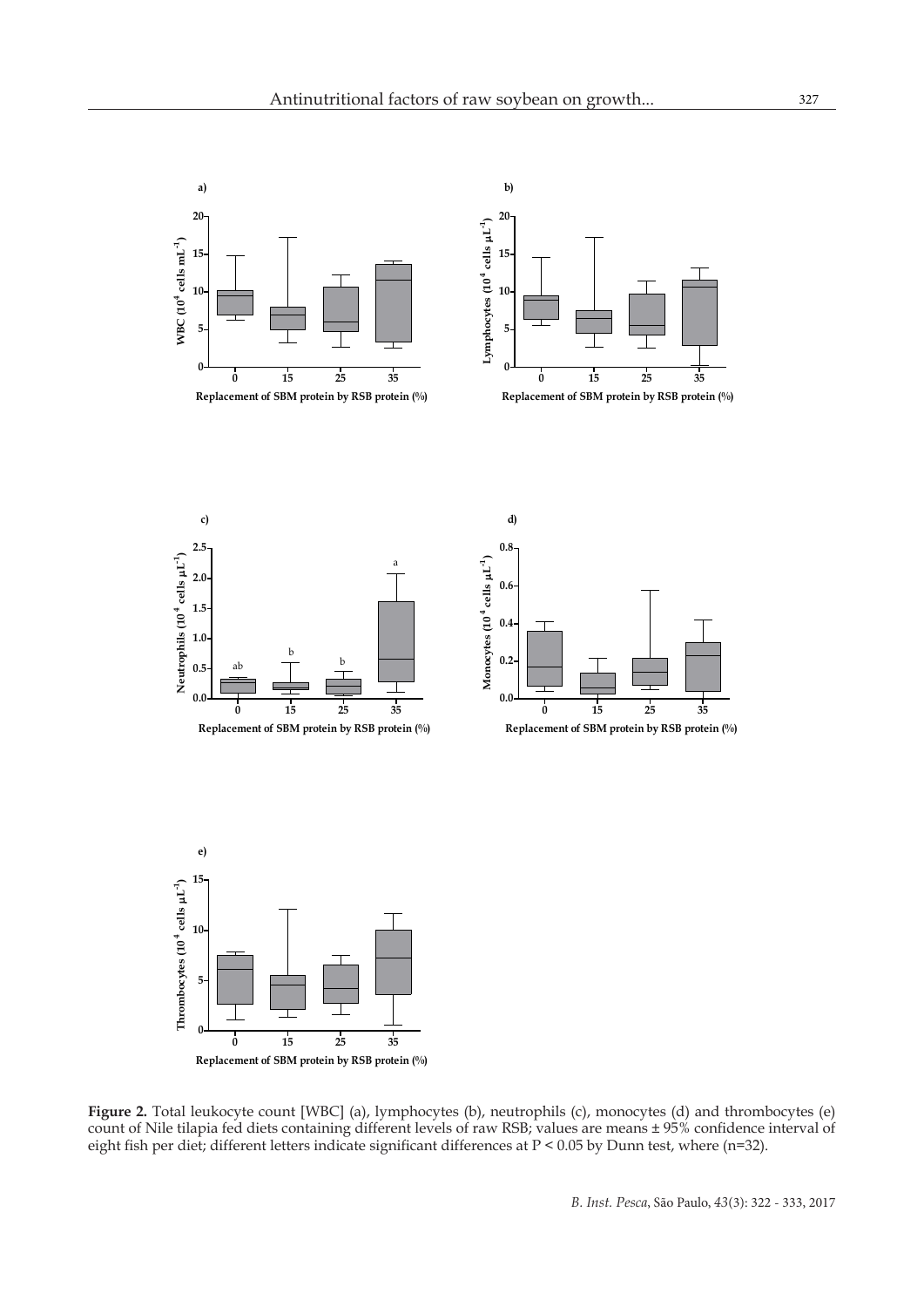**Figure 2.** Total leukocyte count [WBC] (a), lymphocytes (b), neutrophils (c), monocytes (d) and thrombocytes (e) count of Nile tilapia fed diets containing different levels of raw RSB; values are means ± 95% confidence interval of eight fish per diet; different letters indicate significant differences at P < 0.05 by Dunn test, where (n=32).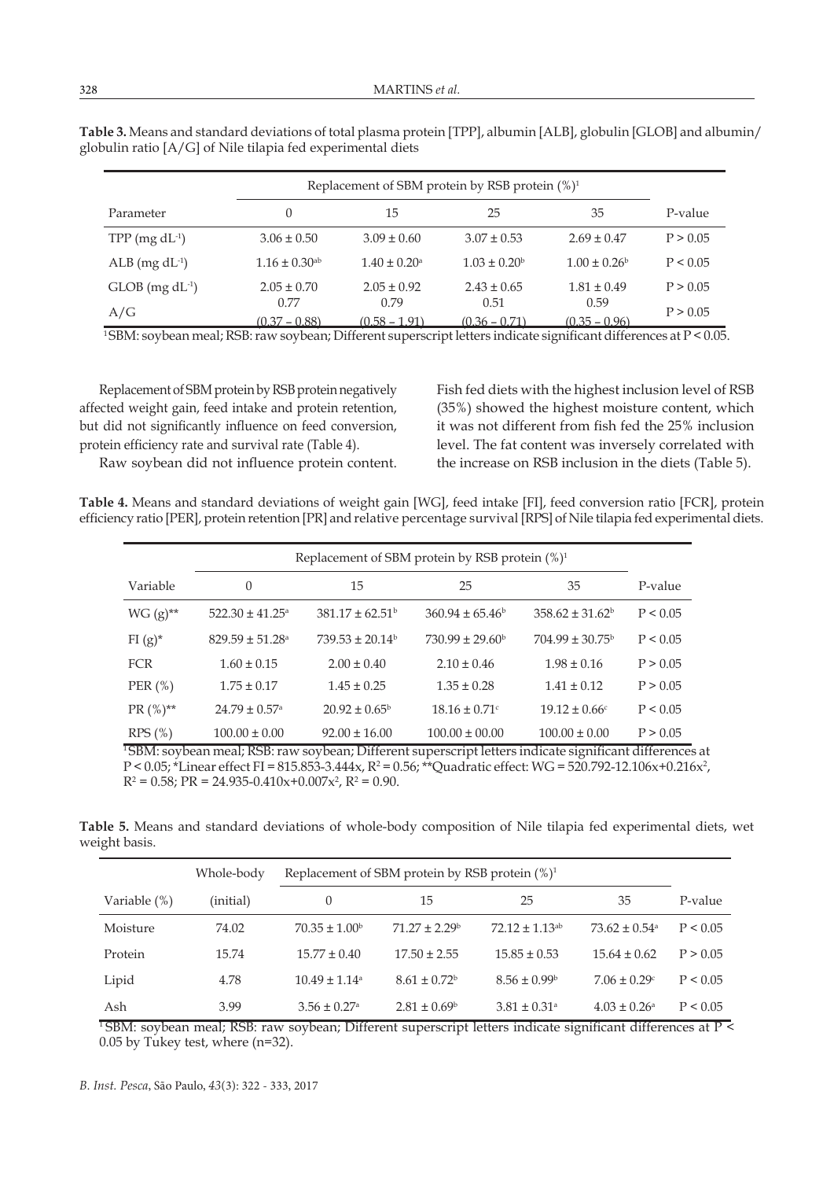**Table 3.** Means and standard deviations of total plasma protein [TPP], albumin [ALB], globulin [GLOB] and albumin/globulin ratio [A/G] of Nile tilapia fed experimental diets

| | Replacement of SBM protein by RSB protein (%)[1] | | | | |
|---|---|---|---|---|---|
| Parameter | 0 | 15 | 25 | 35 | P-value |
| TPP ($mg\ dL^{-1}$) | 3.06 ± 0.50 | 3.09 ± 0.60 | 3.07 ± 0.53 | 2.69 ± 0.47 | P > 0.05 |
| ALB ($mg\ dL^{-1}$) | 1.16 ± 0.30[ab] | 1.40 ± 0.20[a] | 1.03 ± 0.20[b] | 1.00 ± 0.26[b] | P < 0.05 |
| GLOB ($mg\ dL^{-1}$) | 2.05 ± 0.70 | 2.05 ± 0.92 | 2.43 ± 0.65 | 1.81 ± 0.49 | P > 0.05 |
| A/G | 0.77 (0.37 – 0.88) | 0.79 (0.58 – 1.91) | 0.51 (0.36 – 0.71) | 0.59 (0.35 – 0.96) | P > 0.05 |

[1]SBM: soybean meal; RSB: raw soybean; Different superscript letters indicate significant differences at P < 0.05.

Replacement of SBM protein by RSB protein negatively affected weight gain, feed intake and protein retention, but did not significantly influence on feed conversion, protein efficiency rate and survival rate (Table 4).

Raw soybean did not influence protein content. Fish fed diets with the highest inclusion level of RSB (35%) showed the highest moisture content, which it was not different from fish fed the 25% inclusion level. The fat content was inversely correlated with the increase on RSB inclusion in the diets (Table 5).

**Table 4.** Means and standard deviations of weight gain [WG], feed intake [FI], feed conversion ratio [FCR], protein efficiency ratio [PER], protein retention [PR] and relative percentage survival [RPS] of Nile tilapia fed experimental diets.

| | Replacement of SBM protein by RSB protein (%)[1] | | | | |
|---|---|---|---|---|---|
| Variable | 0 | 15 | 25 | 35 | P-value |
| WG (g)** | 522.30 ± 41.25[a] | 381.17 ± 62.51[b] | 360.94 ± 65.46[b] | 358.62 ± 31.62[b] | P < 0.05 |
| FI (g)* | 829.59 ± 51.28[a] | 739.53 ± 20.14[b] | 730.99 ± 29.60[b] | 704.99 ± 30.75[b] | P < 0.05 |
| FCR | 1.60 ± 0.15 | 2.00 ± 0.40 | 2.10 ± 0.46 | 1.98 ± 0.16 | P > 0.05 |
| PER (%) | 1.75 ± 0.17 | 1.45 ± 0.25 | 1.35 ± 0.28 | 1.41 ± 0.12 | P > 0.05 |
| PR (%)** | 24.79 ± 0.57[a] | 20.92 ± 0.65[b] | 18.16 ± 0.71[c] | 19.12 ± 0.66[c] | P < 0.05 |
| RPS (%) | 100.00 ± 0.00 | 92.00 ± 16.00 | 100.00 ± 00.00 | 100.00 ± 0.00 | P > 0.05 |

[1]SBM: soybean meal; RSB: raw soybean; Different superscript letters indicate significant differences at P < 0.05; *Linear effect $FI = 815.853 - 3.444x$, $R^2 = 0.56$; **Quadratic effect: $WG = 520.792 - 12.106x + 0.216x^2$, $R^2 = 0.58$; $PR = 24.935 - 0.410x + 0.007x^2$, $R^2 = 0.90$.

**Table 5.** Means and standard deviations of whole-body composition of Nile tilapia fed experimental diets, wet weight basis.

| | Whole-body | Replacement of SBM protein by RSB protein (%)[1] | | | | |
|---|---|---|---|---|---|---|
| Variable (%) | (initial) | 0 | 15 | 25 | 35 | P-value |
| Moisture | 74.02 | 70.35 ± 1.00[b] | 71.27 ± 2.29[b] | 72.12 ± 1.13[ab] | 73.62 ± 0.54[a] | P < 0.05 |
| Protein | 15.74 | 15.77 ± 0.40 | 17.50 ± 2.55 | 15.85 ± 0.53 | 15.64 ± 0.62 | P > 0.05 |
| Lipid | 4.78 | 10.49 ± 1.14[a] | 8.61 ± 0.72[b] | 8.56 ± 0.99[b] | 7.06 ± 0.29[c] | P < 0.05 |
| Ash | 3.99 | 3.56 ± 0.27[a] | 2.81 ± 0.69[b] | 3.81 ± 0.31[a] | 4.03 ± 0.26[a] | P < 0.05 |

[1]SBM: soybean meal; RSB: raw soybean; Different superscript letters indicate significant differences at P < 0.05 by Tukey test, where (n=32).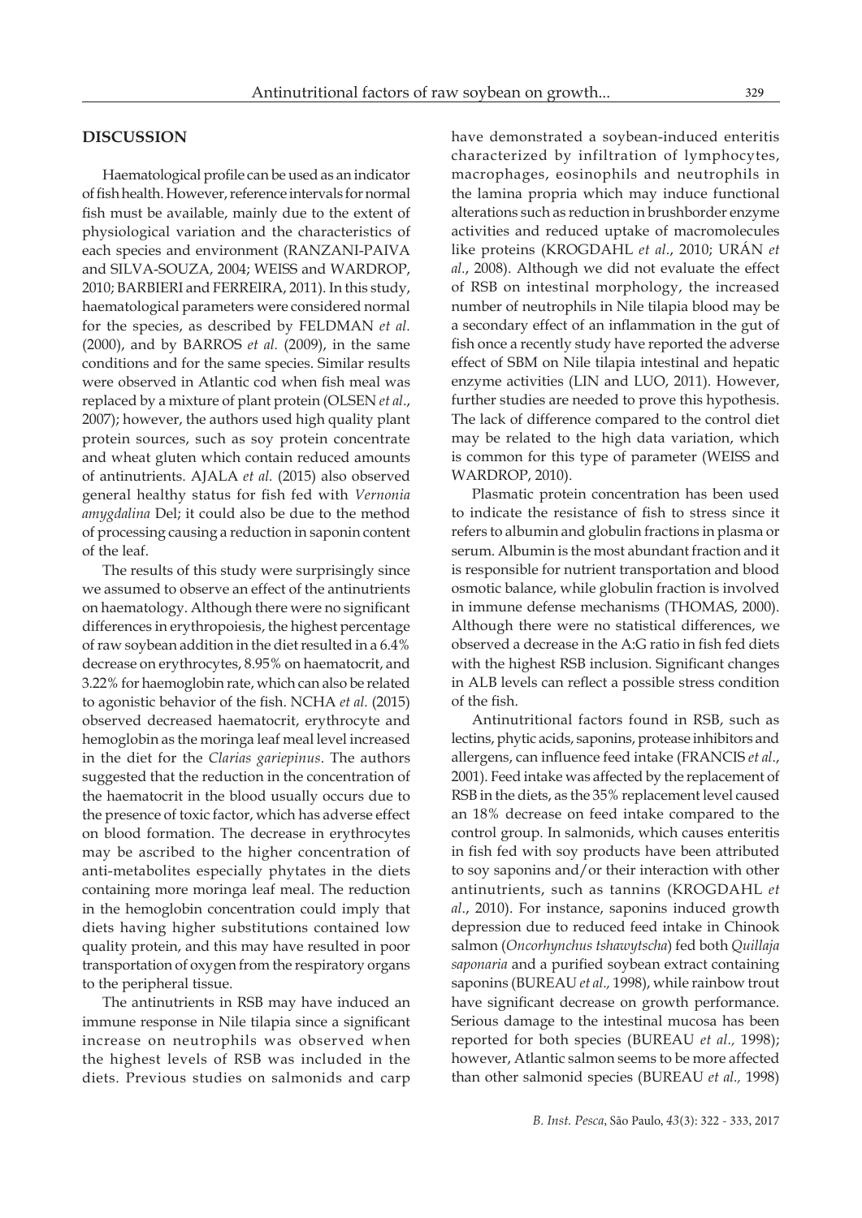## DISCUSSION

Haematological profile can be used as an indicator of fish health. However, reference intervals for normal fish must be available, mainly due to the extent of physiological variation and the characteristics of each species and environment (RANZANI-PAIVA and SILVA-SOUZA, 2004; WEISS and WARDROP, 2010; BARBIERI and FERREIRA, 2011). In this study, haematological parameters were considered normal for the species, as described by FELDMAN *et al.* (2000), and by BARROS *et al.* (2009), in the same conditions and for the same species. Similar results were observed in Atlantic cod when fish meal was replaced by a mixture of plant protein (OLSEN *et al.*, 2007); however, the authors used high quality plant protein sources, such as soy protein concentrate and wheat gluten which contain reduced amounts of antinutrients. AJALA *et al.* (2015) also observed general healthy status for fish fed with *Vernonia amygdalina* Del; it could also be due to the method of processing causing a reduction in saponin content of the leaf.

The results of this study were surprisingly since we assumed to observe an effect of the antinutrients on haematology. Although there were no significant differences in erythropoiesis, the highest percentage of raw soybean addition in the diet resulted in a 6.4% decrease on erythrocytes, 8.95% on haematocrit, and 3.22% for haemoglobin rate, which can also be related to agonistic behavior of the fish. NCHA *et al.* (2015) observed decreased haematocrit, erythrocyte and hemoglobin as the moringa leaf meal level increased in the diet for the *Clarias gariepinus*. The authors suggested that the reduction in the concentration of the haematocrit in the blood usually occurs due to the presence of toxic factor, which has adverse effect on blood formation. The decrease in erythrocytes may be ascribed to the higher concentration of anti-metabolites especially phytates in the diets containing more moringa leaf meal. The reduction in the hemoglobin concentration could imply that diets having higher substitutions contained low quality protein, and this may have resulted in poor transportation of oxygen from the respiratory organs to the peripheral tissue.

The antinutrients in RSB may have induced an immune response in Nile tilapia since a significant increase on neutrophils was observed when the highest levels of RSB was included in the diets. Previous studies on salmonids and carp have demonstrated a soybean-induced enteritis characterized by infiltration of lymphocytes, macrophages, eosinophils and neutrophils in the lamina propria which may induce functional alterations such as reduction in brushborder enzyme activities and reduced uptake of macromolecules like proteins (KROGDAHL *et al.*, 2010; URÁN *et al.*, 2008). Although we did not evaluate the effect of RSB on intestinal morphology, the increased number of neutrophils in Nile tilapia blood may be a secondary effect of an inflammation in the gut of fish once a recently study have reported the adverse effect of SBM on Nile tilapia intestinal and hepatic enzyme activities (LIN and LUO, 2011). However, further studies are needed to prove this hypothesis. The lack of difference compared to the control diet may be related to the high data variation, which is common for this type of parameter (WEISS and WARDROP, 2010).

Plasmatic protein concentration has been used to indicate the resistance of fish to stress since it refers to albumin and globulin fractions in plasma or serum. Albumin is the most abundant fraction and it is responsible for nutrient transportation and blood osmotic balance, while globulin fraction is involved in immune defense mechanisms (THOMAS, 2000). Although there were no statistical differences, we observed a decrease in the A:G ratio in fish fed diets with the highest RSB inclusion. Significant changes in ALB levels can reflect a possible stress condition of the fish.

Antinutritional factors found in RSB, such as lectins, phytic acids, saponins, protease inhibitors and allergens, can influence feed intake (FRANCIS *et al.*, 2001). Feed intake was affected by the replacement of RSB in the diets, as the 35% replacement level caused an 18% decrease on feed intake compared to the control group. In salmonids, which causes enteritis in fish fed with soy products have been attributed to soy saponins and/or their interaction with other antinutrients, such as tannins (KROGDAHL *et al.*, 2010). For instance, saponins induced growth depression due to reduced feed intake in Chinook salmon (*Oncorhynchus tshawytscha*) fed both *Quillaja saponaria* and a purified soybean extract containing saponins (BUREAU *et al.,* 1998), while rainbow trout have significant decrease on growth performance. Serious damage to the intestinal mucosa has been reported for both species (BUREAU *et al.,* 1998); however, Atlantic salmon seems to be more affected than other salmonid species (BUREAU *et al.,* 1998)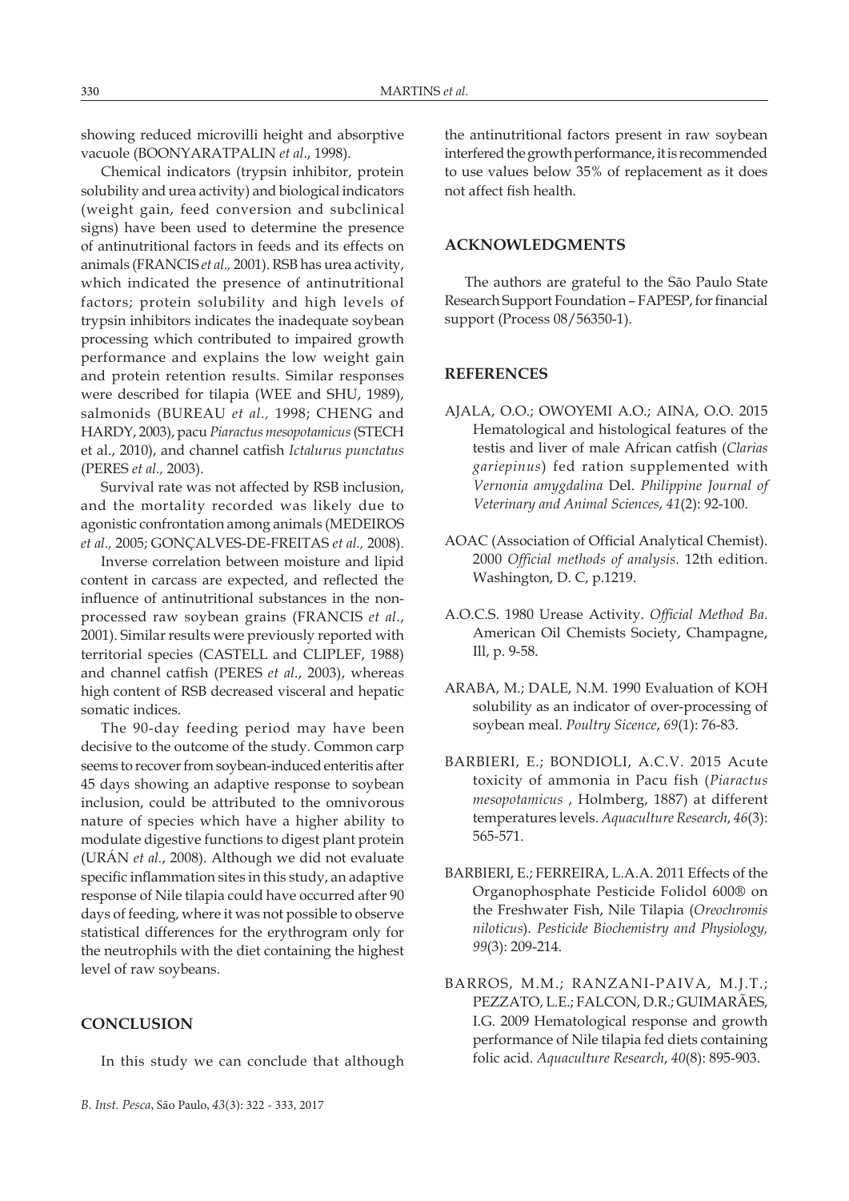showing reduced microvilli height and absorptive vacuole (BOONYARATPALIN *et al*., 1998).

Chemical indicators (trypsin inhibitor, protein solubility and urea activity) and biological indicators (weight gain, feed conversion and subclinical signs) have been used to determine the presence of antinutritional factors in feeds and its effects on animals (FRANCIS *et al.,* 2001). RSB has urea activity, which indicated the presence of antinutritional factors; protein solubility and high levels of trypsin inhibitors indicates the inadequate soybean processing which contributed to impaired growth performance and explains the low weight gain and protein retention results. Similar responses were described for tilapia (WEE and SHU, 1989), salmonids (BUREAU *et al.,* 1998; CHENG and HARDY, 2003), pacu *Piaractus mesopotamicus* (STECH et al., 2010), and channel catfish *Ictalurus punctatus* (PERES *et al.,* 2003).

Survival rate was not affected by RSB inclusion, and the mortality recorded was likely due to agonistic confrontation among animals (MEDEIROS *et al.,* 2005; GONÇALVES-DE-FREITAS *et al.,* 2008).

Inverse correlation between moisture and lipid content in carcass are expected, and reflected the influence of antinutritional substances in the non-processed raw soybean grains (FRANCIS *et al*., 2001). Similar results were previously reported with territorial species (CASTELL and CLIPLEF, 1988) and channel catfish (PERES *et al*., 2003), whereas high content of RSB decreased visceral and hepatic somatic indices.

The 90-day feeding period may have been decisive to the outcome of the study. Common carp seems to recover from soybean-induced enteritis after 45 days showing an adaptive response to soybean inclusion, could be attributed to the omnivorous nature of species which have a higher ability to modulate digestive functions to digest plant protein (URÁN *et al.*, 2008). Although we did not evaluate specific inflammation sites in this study, an adaptive response of Nile tilapia could have occurred after 90 days of feeding, where it was not possible to observe statistical differences for the erythrogram only for the neutrophils with the diet containing the highest level of raw soybeans.

## CONCLUSION

In this study we can conclude that although the antinutritional factors present in raw soybean interfered the growth performance, it is recommended to use values below 35% of replacement as it does not affect fish health.

## ACKNOWLEDGMENTS

The authors are grateful to the São Paulo State Research Support Foundation – FAPESP, for financial support (Process 08/56350-1).

## REFERENCES

AJALA, O.O.; OWOYEMI A.O.; AINA, O.O. 2015 Hematological and histological features of the testis and liver of male African catfish (*Clarias gariepinus*) fed ration supplemented with *Vernonia amygdalina* Del. *Philippine Journal of Veterinary and Animal Sciences*, *41*(2): 92-100.

AOAC (Association of Official Analytical Chemist). 2000 *Official methods of analysis*. 12th edition. Washington, D. C, p.1219.

A.O.C.S. 1980 Urease Activity. *Official Method Ba*. American Oil Chemists Society, Champagne, Ill, p. 9-58.

ARABA, M.; DALE, N.M. 1990 Evaluation of KOH solubility as an indicator of over-processing of soybean meal. *Poultry Sicence*, *69*(1): 76-83.

BARBIERI, E.; BONDIOLI, A.C.V. 2015 Acute toxicity of ammonia in Pacu fish (*Piaractus mesopotamicus* , Holmberg, 1887) at different temperatures levels. *Aquaculture Research*, *46*(3): 565-571.

BARBIERI, E.; FERREIRA, L.A.A. 2011 Effects of the Organophosphate Pesticide Folidol 600® on the Freshwater Fish, Nile Tilapia (*Oreochromis niloticus*). *Pesticide Biochemistry and Physiology, 99*(3): 209-214.

BARROS, M.M.; RANZANI-PAIVA, M.J.T.; PEZZATO, L.E.; FALCON, D.R.; GUIMARÃES, I.G. 2009 Hematological response and growth performance of Nile tilapia fed diets containing folic acid. *Aquaculture Research*, *40*(8): 895-903.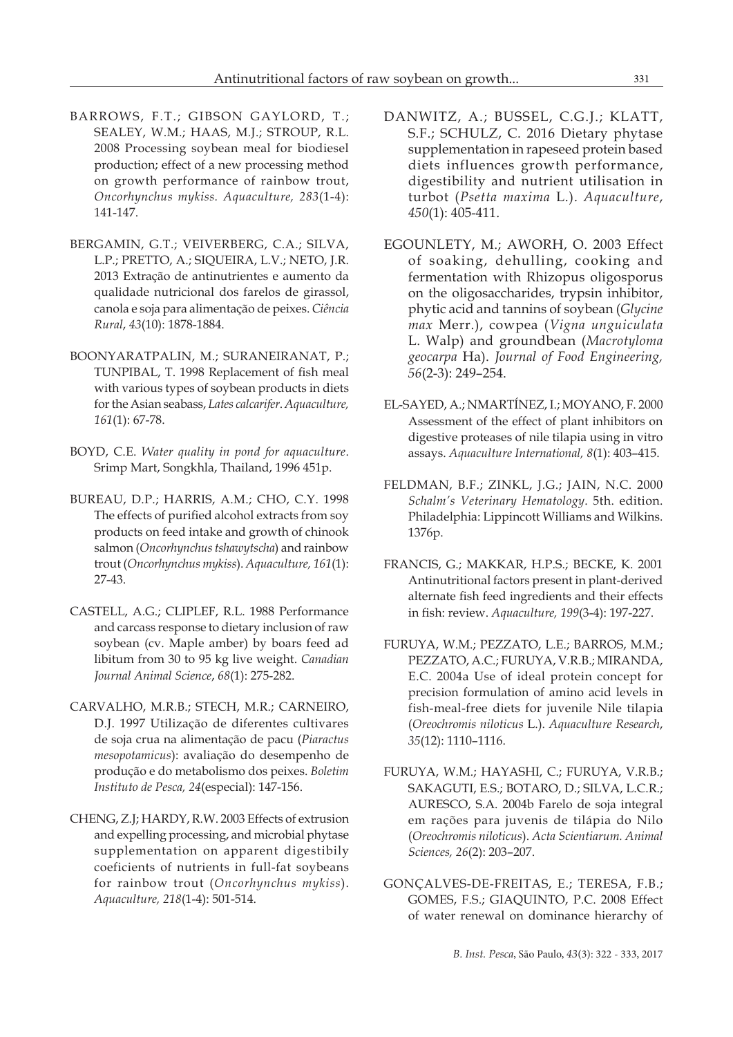BARROWS, F.T.; GIBSON GAYLORD, T.; SEALEY, W.M.; HAAS, M.J.; STROUP, R.L. 2008 Processing soybean meal for biodiesel production; effect of a new processing method on growth performance of rainbow trout, *Oncorhynchus mykiss. Aquaculture, 283*(1-4): 141-147.

BERGAMIN, G.T.; VEIVERBERG, C.A.; SILVA, L.P.; PRETTO, A.; SIQUEIRA, L.V.; NETO, J.R. 2013 Extração de antinutrientes e aumento da qualidade nutricional dos farelos de girassol, canola e soja para alimentação de peixes. *Ciência Rural*, *43*(10): 1878-1884.

BOONYARATPALIN, M.; SURANEIRANAT, P.; TUNPIBAL, T. 1998 Replacement of fish meal with various types of soybean products in diets for the Asian seabass, *Lates calcarifer*. *Aquaculture, 161*(1): 67-78.

BOYD, C.E. *Water quality in pond for aquaculture*. Srimp Mart, Songkhla, Thailand, 1996 451p.

BUREAU, D.P.; HARRIS, A.M.; CHO, C.Y. 1998 The effects of purified alcohol extracts from soy products on feed intake and growth of chinook salmon (*Oncorhynchus tshawytscha*) and rainbow trout (*Oncorhynchus mykiss*). *Aquaculture, 161*(1): 27-43.

CASTELL, A.G.; CLIPLEF, R.L. 1988 Performance and carcass response to dietary inclusion of raw soybean (cv. Maple amber) by boars feed ad libitum from 30 to 95 kg live weight. *Canadian Journal Animal Science*, *68*(1): 275-282.

CARVALHO, M.R.B.; STECH, M.R.; CARNEIRO, D.J. 1997 Utilização de diferentes cultivares de soja crua na alimentação de pacu (*Piaractus mesopotamicus*): avaliação do desempenho de produção e do metabolismo dos peixes. *Boletim Instituto de Pesca, 24*(especial): 147-156.

CHENG, Z.J; HARDY, R.W. 2003 Effects of extrusion and expelling processing, and microbial phytase supplementation on apparent digestibily coeficients of nutrients in full-fat soybeans for rainbow trout (*Oncorhynchus mykiss*). *Aquaculture, 218*(1-4): 501-514.

DANWITZ, A.; BUSSEL, C.G.J.; KLATT, S.F.; SCHULZ, C. 2016 Dietary phytase supplementation in rapeseed protein based diets influences growth performance, digestibility and nutrient utilisation in turbot (*Psetta maxima* L.). *Aquaculture*, *450*(1): 405-411.

EGOUNLETY, M.; AWORH, O. 2003 Effect of soaking, dehulling, cooking and fermentation with Rhizopus oligosporus on the oligosaccharides, trypsin inhibitor, phytic acid and tannins of soybean (*Glycine max* Merr.), cowpea (*Vigna unguiculata* L. Walp) and groundbean (*Macrotyloma geocarpa* Ha). *Journal of Food Engineering, 56*(2-3): 249–254.

EL-SAYED, A.; NMARTÍNEZ, I.; MOYANO, F. 2000 Assessment of the effect of plant inhibitors on digestive proteases of nile tilapia using in vitro assays. *Aquaculture International, 8*(1): 403–415.

FELDMAN, B.F.; ZINKL, J.G.; JAIN, N.C. 2000 *Schalm's Veterinary Hematology*. 5th. edition. Philadelphia: Lippincott Williams and Wilkins. 1376p.

FRANCIS, G.; MAKKAR, H.P.S.; BECKE, K. 2001 Antinutritional factors present in plant-derived alternate fish feed ingredients and their effects in fish: review. *Aquaculture, 199*(3-4): 197-227.

FURUYA, W.M.; PEZZATO, L.E.; BARROS, M.M.; PEZZATO, A.C.; FURUYA, V.R.B.; MIRANDA, E.C. 2004a Use of ideal protein concept for precision formulation of amino acid levels in fish-meal-free diets for juvenile Nile tilapia (*Oreochromis niloticus* L.). *Aquaculture Research*, *35*(12): 1110–1116.

FURUYA, W.M.; HAYASHI, C.; FURUYA, V.R.B.; SAKAGUTI, E.S.; BOTARO, D.; SILVA, L.C.R.; AURESCO, S.A. 2004b Farelo de soja integral em rações para juvenis de tilápia do Nilo (*Oreochromis niloticus*). *Acta Scientiarum. Animal Sciences, 26*(2): 203–207.

GONÇALVES-DE-FREITAS, E.; TERESA, F.B.; GOMES, F.S.; GIAQUINTO, P.C. 2008 Effect of water renewal on dominance hierarchy of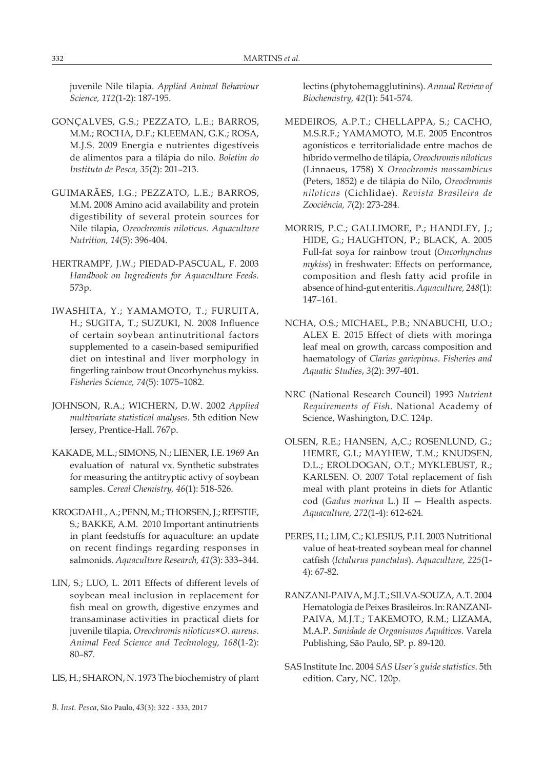juvenile Nile tilapia. *Applied Animal Behaviour Science, 112*(1-2): 187-195.

GONÇALVES, G.S.; PEZZATO, L.E.; BARROS, M.M.; ROCHA, D.F.; KLEEMAN, G.K.; ROSA, M.J.S. 2009 Energia e nutrientes digestíveis de alimentos para a tilápia do nilo. *Boletim do Instituto de Pesca, 35*(2): 201–213.

GUIMARÃES, I.G.; PEZZATO, L.E.; BARROS, M.M. 2008 Amino acid availability and protein digestibility of several protein sources for Nile tilapia, *Oreochromis niloticus*. *Aquaculture Nutrition, 14*(5): 396-404.

HERTRAMPF, J.W.; PIEDAD-PASCUAL, F. 2003 *Handbook on Ingredients for Aquaculture Feeds*. 573p.

IWASHITA, Y.; YAMAMOTO, T.; FURUITA, H.; SUGITA, T.; SUZUKI, N. 2008 Influence of certain soybean antinutritional factors supplemented to a casein-based semipurified diet on intestinal and liver morphology in fingerling rainbow trout Oncorhynchus mykiss. *Fisheries Science, 74*(5): 1075–1082.

JOHNSON, R.A.; WICHERN, D.W. 2002 *Applied multivariate statistical analyses*. 5th edition New Jersey, Prentice-Hall. 767p.

KAKADE, M.L.; SIMONS, N.; LIENER, I.E. 1969 An evaluation of natural vx. Synthetic substrates for measuring the antitryptic activy of soybean samples. *Cereal Chemistry, 46*(1): 518-526.

KROGDAHL, A.; PENN, M.; THORSEN, J.; REFSTIE, S.; BAKKE, A.M. 2010 Important antinutrients in plant feedstuffs for aquaculture: an update on recent findings regarding responses in salmonids. *Aquaculture Research, 41*(3): 333–344.

LIN, S.; LUO, L. 2011 Effects of different levels of soybean meal inclusion in replacement for fish meal on growth, digestive enzymes and transaminase activities in practical diets for juvenile tilapia, *Oreochromis niloticus×O. aureus*. *Animal Feed Science and Technology, 168*(1-2): 80–87.

LIS, H.; SHARON, N. 1973 The biochemistry of plant lectins (phytohemagglutinins). *Annual Review of Biochemistry, 42*(1): 541-574.

MEDEIROS, A.P.T.; CHELLAPPA, S.; CACHO, M.S.R.F.; YAMAMOTO, M.E. 2005 Encontros agonísticos e territorialidade entre machos de híbrido vermelho de tilápia, *Oreochromis niloticus* (Linnaeus, 1758) X *Oreochromis mossambicus* (Peters, 1852) e de tilápia do Nilo, *Oreochromis niloticus* (Cichlidae). *Revista Brasileira de Zoociência, 7*(2): 273-284.

MORRIS, P.C.; GALLIMORE, P.; HANDLEY, J.; HIDE, G.; HAUGHTON, P.; BLACK, A. 2005 Full-fat soya for rainbow trout (*Oncorhynchus mykiss*) in freshwater: Effects on performance, composition and flesh fatty acid profile in absence of hind-gut enteritis. *Aquaculture, 248*(1): 147–161.

NCHA, O.S.; MICHAEL, P.B.; NNABUCHI, U.O.; ALEX E. 2015 Effect of diets with moringa leaf meal on growth, carcass composition and haematology of *Clarias gariepinus*. *Fisheries and Aquatic Studies*, *3*(2): 397-401.

NRC (National Research Council) 1993 *Nutrient Requirements of Fish*. National Academy of Science, Washington, D.C. 124p.

OLSEN, R.E.; HANSEN, A,C.; ROSENLUND, G.; HEMRE, G.I.; MAYHEW, T.M.; KNUDSEN, D.L.; EROLDOGAN, O.T.; MYKLEBUST, R.; KARLSEN. O. 2007 Total replacement of fish meal with plant proteins in diets for Atlantic cod (*Gadus morhua* L.) II — Health aspects. *Aquaculture, 272*(1-4): 612-624.

PERES, H.; LIM, C.; KLESIUS, P.H. 2003 Nutritional value of heat-treated soybean meal for channel catfish (*Ictalurus punctatus*). *Aquaculture, 225*(1-4): 67-82.

RANZANI-PAIVA, M.J.T.; SILVA-SOUZA, A.T. 2004 Hematologia de Peixes Brasileiros. In: RANZANI-PAIVA, M.J.T.; TAKEMOTO, R.M.; LIZAMA, M.A.P. *Sanidade de Organismos Aquáticos*. Varela Publishing, São Paulo, SP. p. 89-120.

SAS Institute Inc. 2004 *SAS User´s guide statistics*. 5th edition. Cary, NC. 120p.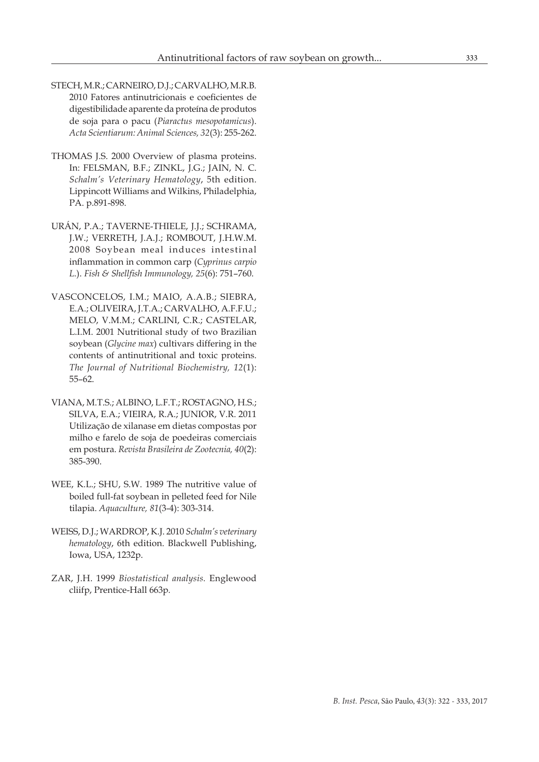STECH, M.R.; CARNEIRO, D.J.; CARVALHO, M.R.B. 2010 Fatores antinutricionais e coeficientes de digestibilidade aparente da proteína de produtos de soja para o pacu (*Piaractus mesopotamicus*). *Acta Scientiarum: Animal Sciences, 32*(3): 255-262.

THOMAS J.S. 2000 Overview of plasma proteins. In: FELSMAN, B.F.; ZINKL, J.G.; JAIN, N. C. *Schalm's Veterinary Hematology*, 5th edition. Lippincott Williams and Wilkins, Philadelphia, PA. p.891-898.

URÁN, P.A.; TAVERNE-THIELE, J.J.; SCHRAMA, J.W.; VERRETH, J.A.J.; ROMBOUT, J.H.W.M. 2008 Soybean meal induces intestinal inflammation in common carp (*Cyprinus carpio L.*). *Fish & Shellfish Immunology, 25*(6): 751–760.

VASCONCELOS, I.M.; MAIO, A.A.B.; SIEBRA, E.A.; OLIVEIRA, J.T.A.; CARVALHO, A.F.F.U.; MELO, V.M.M.; CARLINI, C.R.; CASTELAR, L.I.M. 2001 Nutritional study of two Brazilian soybean (*Glycine max*) cultivars differing in the contents of antinutritional and toxic proteins. *The Journal of Nutritional Biochemistry, 12*(1): 55–62.

VIANA, M.T.S.; ALBINO, L.F.T.; ROSTAGNO, H.S.; SILVA, E.A.; VIEIRA, R.A.; JUNIOR, V.R. 2011 Utilização de xilanase em dietas compostas por milho e farelo de soja de poedeiras comerciais em postura. *Revista Brasileira de Zootecnia, 40*(2): 385-390.

WEE, K.L.; SHU, S.W. 1989 The nutritive value of boiled full-fat soybean in pelleted feed for Nile tilapia. *Aquaculture, 81*(3-4): 303-314.

WEISS, D.J.; WARDROP, K.J. 2010 *Schalm's veterinary hematology*, 6th edition. Blackwell Publishing, Iowa, USA, 1232p.

ZAR, J.H. 1999 *Biostatistical analysis.* Englewood cliifp, Prentice-Hall 663p.